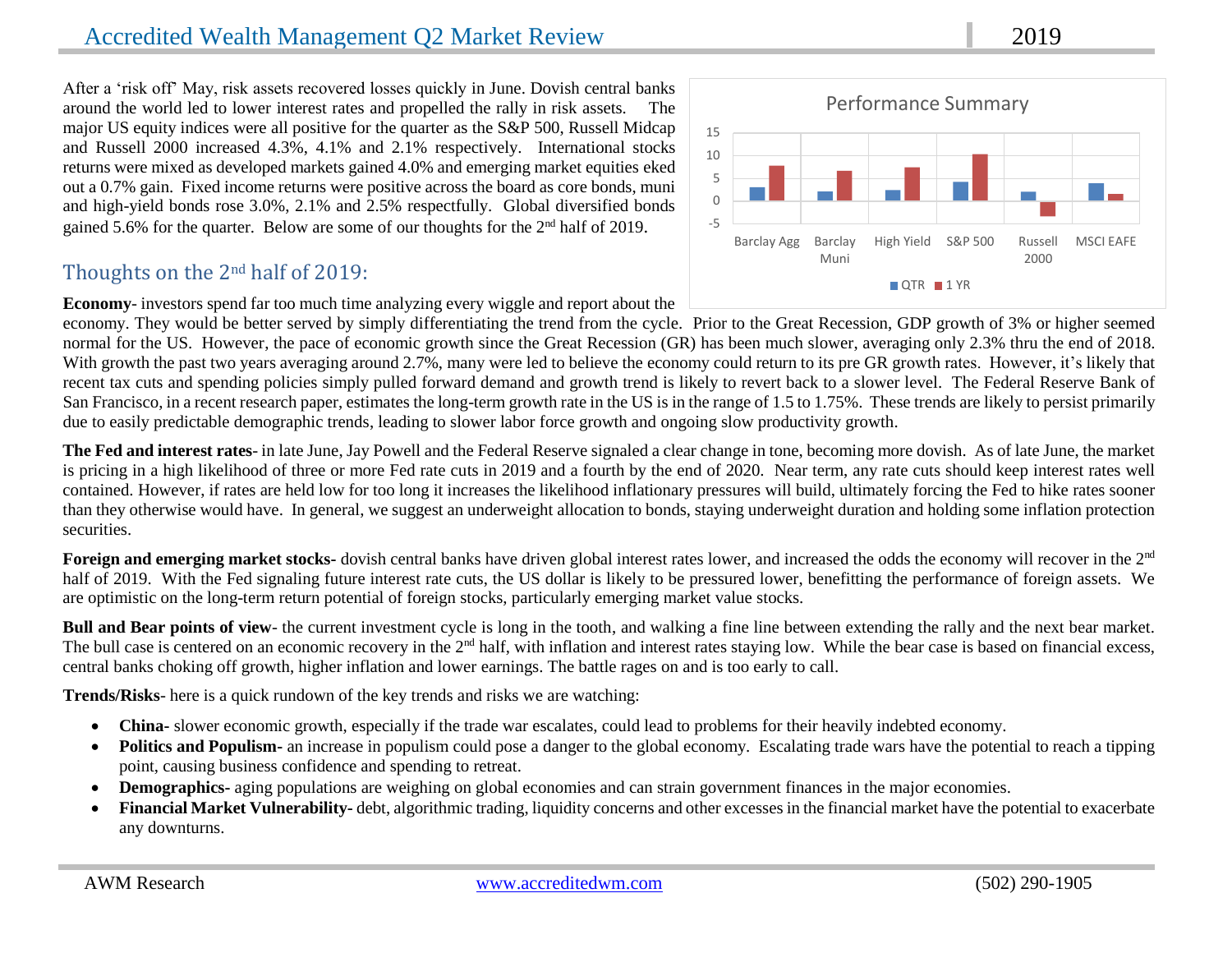# Accredited Wealth Management Q2 Market Review 2019

After a 'risk off' May, risk assets recovered losses quickly in June. Dovish central banks around the world led to lower interest rates and propelled the rally in risk assets. The major US equity indices were all positive for the quarter as the S&P 500, Russell Midcap and Russell 2000 increased 4.3%, 4.1% and 2.1% respectively. International stocks returns were mixed as developed markets gained 4.0% and emerging market equities eked out a 0.7% gain. Fixed income returns were positive across the board as core bonds, muni and high-yield bonds rose 3.0%, 2.1% and 2.5% respectfully. Global diversified bonds gained 5.6% for the quarter. Below are some of our thoughts for the 2nd half of 2019.

Performance Summary

| | Barclay Agg | Barclay Muni | High Yield | S&P 500 | Russell 2000 | MSCI EAFE |
|---|---|---|---|---|---|---|
| QTR | 3.0 | 2.1 | 2.5 | 4.3 | 2.1 | 4.0 |
| 1 YR | ~7.9 | ~6.7 | ~7.5 | ~10.4 | ~-3.3 | ~1.5 |

## Thoughts on the 2nd half of 2019:

**Economy**- investors spend far too much time analyzing every wiggle and report about the economy. They would be better served by simply differentiating the trend from the cycle. Prior to the Great Recession, GDP growth of 3% or higher seemed normal for the US. However, the pace of economic growth since the Great Recession (GR) has been much slower, averaging only 2.3% thru the end of 2018. With growth the past two years averaging around 2.7%, many were led to believe the economy could return to its pre GR growth rates. However, it's likely that recent tax cuts and spending policies simply pulled forward demand and growth trend is likely to revert back to a slower level. The Federal Reserve Bank of San Francisco, in a recent research paper, estimates the long-term growth rate in the US is in the range of 1.5 to 1.75%. These trends are likely to persist primarily due to easily predictable demographic trends, leading to slower labor force growth and ongoing slow productivity growth.

**The Fed and interest rates**- in late June, Jay Powell and the Federal Reserve signaled a clear change in tone, becoming more dovish. As of late June, the market is pricing in a high likelihood of three or more Fed rate cuts in 2019 and a fourth by the end of 2020. Near term, any rate cuts should keep interest rates well contained. However, if rates are held low for too long it increases the likelihood inflationary pressures will build, ultimately forcing the Fed to hike rates sooner than they otherwise would have. In general, we suggest an underweight allocation to bonds, staying underweight duration and holding some inflation protection securities.

**Foreign and emerging market stocks-** dovish central banks have driven global interest rates lower, and increased the odds the economy will recover in the 2nd half of 2019. With the Fed signaling future interest rate cuts, the US dollar is likely to be pressured lower, benefitting the performance of foreign assets. We are optimistic on the long-term return potential of foreign stocks, particularly emerging market value stocks.

**Bull and Bear points of view**- the current investment cycle is long in the tooth, and walking a fine line between extending the rally and the next bear market. The bull case is centered on an economic recovery in the 2nd half, with inflation and interest rates staying low. While the bear case is based on financial excess, central banks choking off growth, higher inflation and lower earnings. The battle rages on and is too early to call.

**Trends/Risks**- here is a quick rundown of the key trends and risks we are watching:

- **China-** slower economic growth, especially if the trade war escalates, could lead to problems for their heavily indebted economy.
- **Politics and Populism-** an increase in populism could pose a danger to the global economy. Escalating trade wars have the potential to reach a tipping point, causing business confidence and spending to retreat.
- **Demographics-** aging populations are weighing on global economies and can strain government finances in the major economies.
- **Financial Market Vulnerability-** debt, algorithmic trading, liquidity concerns and other excesses in the financial market have the potential to exacerbate any downturns.

AWM Research www.accreditedwm.com (502) 290-1905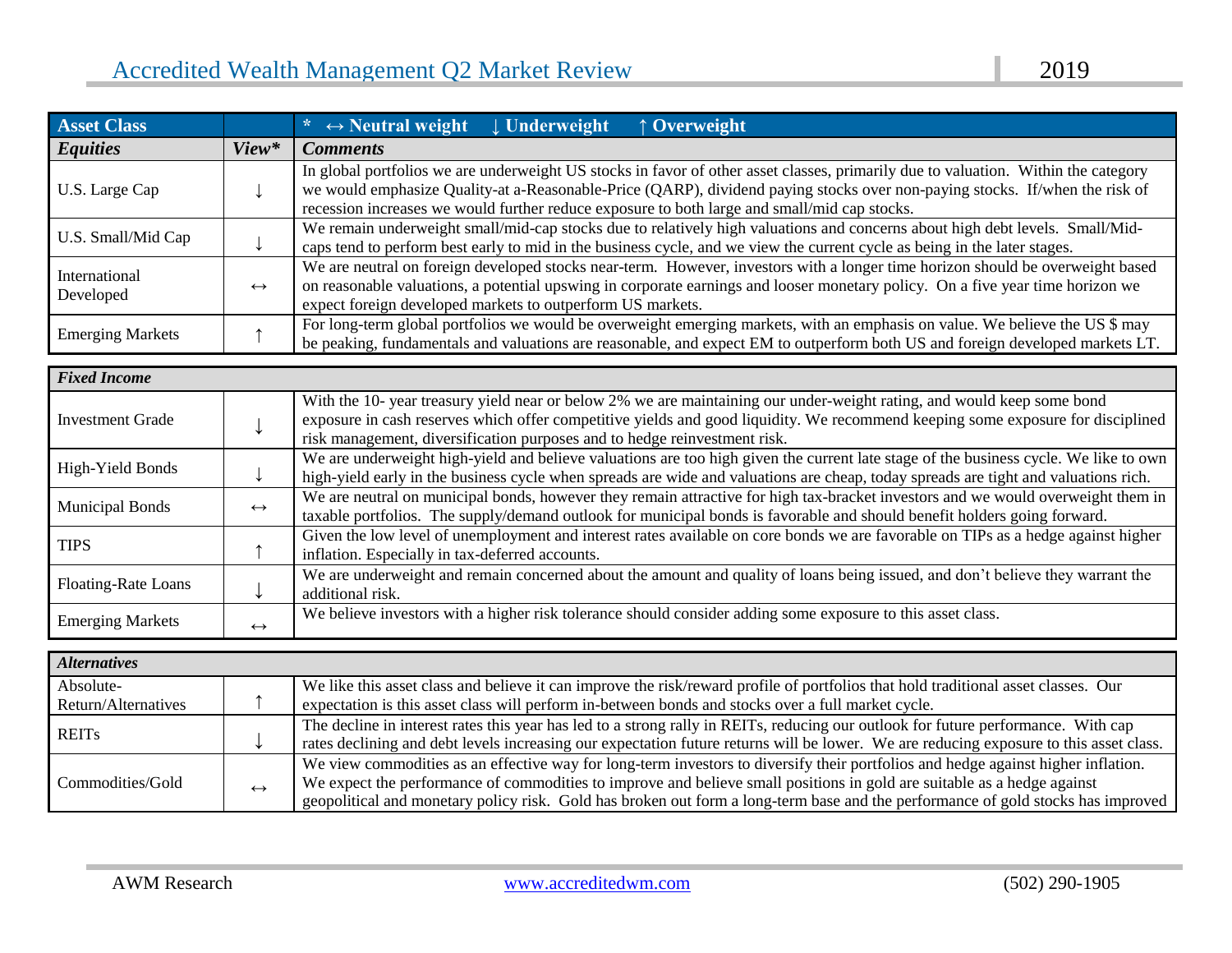| Asset Class | | * ↔ Neutral weight ↓ Underweight ↑ Overweight |
|---|---|---|
| ***Equities*** | ***View**** | ***Comments*** |
| U.S. Large Cap | ↓ | In global portfolios we are underweight US stocks in favor of other asset classes, primarily due to valuation. Within the category we would emphasize Quality-at a-Reasonable-Price (QARP), dividend paying stocks over non-paying stocks. If/when the risk of recession increases we would further reduce exposure to both large and small/mid cap stocks. |
| U.S. Small/Mid Cap | ↓ | We remain underweight small/mid-cap stocks due to relatively high valuations and concerns about high debt levels. Small/Mid-caps tend to perform best early to mid in the business cycle, and we view the current cycle as being in the later stages. |
| International Developed | ↔ | We are neutral on foreign developed stocks near-term. However, investors with a longer time horizon should be overweight based on reasonable valuations, a potential upswing in corporate earnings and looser monetary policy. On a five year time horizon we expect foreign developed markets to outperform US markets. |
| Emerging Markets | ↑ | For long-term global portfolios we would be overweight emerging markets, with an emphasis on value. We believe the US $ may be peaking, fundamentals and valuations are reasonable, and expect EM to outperform both US and foreign developed markets LT. |

| ***Fixed Income*** | | |
|---|---|---|
| Investment Grade | ↓ | With the 10- year treasury yield near or below 2% we are maintaining our under-weight rating, and would keep some bond exposure in cash reserves which offer competitive yields and good liquidity. We recommend keeping some exposure for disciplined risk management, diversification purposes and to hedge reinvestment risk. |
| High-Yield Bonds | ↓ | We are underweight high-yield and believe valuations are too high given the current late stage of the business cycle. We like to own high-yield early in the business cycle when spreads are wide and valuations are cheap, today spreads are tight and valuations rich. |
| Municipal Bonds | ↔ | We are neutral on municipal bonds, however they remain attractive for high tax-bracket investors and we would overweight them in taxable portfolios. The supply/demand outlook for municipal bonds is favorable and should benefit holders going forward. |
| TIPS | ↑ | Given the low level of unemployment and interest rates available on core bonds we are favorable on TIPs as a hedge against higher inflation. Especially in tax-deferred accounts. |
| Floating-Rate Loans | ↓ | We are underweight and remain concerned about the amount and quality of loans being issued, and don't believe they warrant the additional risk. |
| Emerging Markets | ↔ | We believe investors with a higher risk tolerance should consider adding some exposure to this asset class. |

| ***Alternatives*** | | |
|---|---|---|
| Absolute-Return/Alternatives | ↑ | We like this asset class and believe it can improve the risk/reward profile of portfolios that hold traditional asset classes. Our expectation is this asset class will perform in-between bonds and stocks over a full market cycle. |
| REITs | ↓ | The decline in interest rates this year has led to a strong rally in REITs, reducing our outlook for future performance. With cap rates declining and debt levels increasing our expectation future returns will be lower. We are reducing exposure to this asset class. |
| Commodities/Gold | ↔ | We view commodities as an effective way for long-term investors to diversify their portfolios and hedge against higher inflation. We expect the performance of commodities to improve and believe small positions in gold are suitable as a hedge against geopolitical and monetary policy risk. Gold has broken out form a long-term base and the performance of gold stocks has improved |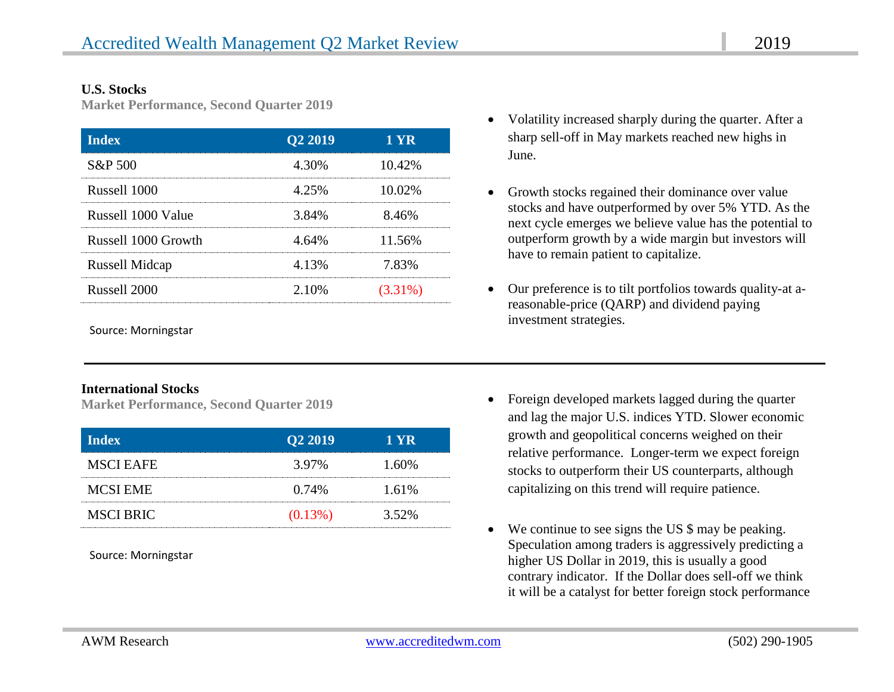### U.S. Stocks

**Market Performance, Second Quarter 2019**

| Index | Q2 2019 | 1 YR |
|---|---|---|
| S&P 500 | 4.30% | 10.42% |
| Russell 1000 | 4.25% | 10.02% |
| Russell 1000 Value | 3.84% | 8.46% |
| Russell 1000 Growth | 4.64% | 11.56% |
| Russell Midcap | 4.13% | 7.83% |
| Russell 2000 | 2.10% | (3.31%) |

Source: Morningstar

- Volatility increased sharply during the quarter. After a sharp sell-off in May markets reached new highs in June.
- Growth stocks regained their dominance over value stocks and have outperformed by over 5% YTD. As the next cycle emerges we believe value has the potential to outperform growth by a wide margin but investors will have to remain patient to capitalize.
- Our preference is to tilt portfolios towards quality-at a-reasonable-price (QARP) and dividend paying investment strategies.

---

### International Stocks

**Market Performance, Second Quarter 2019**

| Index | Q2 2019 | 1 YR |
|---|---|---|
| MSCI EAFE | 3.97% | 1.60% |
| MCSI EME | 0.74% | 1.61% |
| MSCI BRIC | (0.13%) | 3.52% |

Source: Morningstar

- Foreign developed markets lagged during the quarter and lag the major U.S. indices YTD. Slower economic growth and geopolitical concerns weighed on their relative performance. Longer-term we expect foreign stocks to outperform their US counterparts, although capitalizing on this trend will require patience.
- We continue to see signs the US $ may be peaking. Speculation among traders is aggressively predicting a higher US Dollar in 2019, this is usually a good contrary indicator. If the Dollar does sell-off we think it will be a catalyst for better foreign stock performance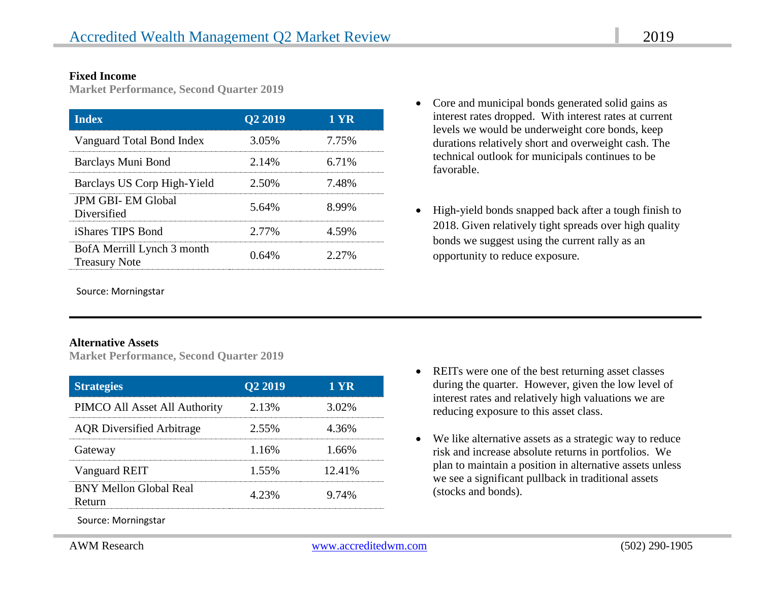## Fixed Income

**Market Performance, Second Quarter 2019**

| Index | Q2 2019 | 1 YR |
|---|---|---|
| Vanguard Total Bond Index | 3.05% | 7.75% |
| Barclays Muni Bond | 2.14% | 6.71% |
| Barclays US Corp High-Yield | 2.50% | 7.48% |
| JPM GBI- EM Global Diversified | 5.64% | 8.99% |
| iShares TIPS Bond | 2.77% | 4.59% |
| BofA Merrill Lynch 3 month Treasury Note | 0.64% | 2.27% |

Source: Morningstar

- Core and municipal bonds generated solid gains as interest rates dropped. With interest rates at current levels we would be underweight core bonds, keep durations relatively short and overweight cash. The technical outlook for municipals continues to be favorable.
- High-yield bonds snapped back after a tough finish to 2018. Given relatively tight spreads over high quality bonds we suggest using the current rally as an opportunity to reduce exposure.

## Alternative Assets

**Market Performance, Second Quarter 2019**

| Strategies | Q2 2019 | 1 YR |
|---|---|---|
| PIMCO All Asset All Authority | 2.13% | 3.02% |
| AQR Diversified Arbitrage | 2.55% | 4.36% |
| Gateway | 1.16% | 1.66% |
| Vanguard REIT | 1.55% | 12.41% |
| BNY Mellon Global Real Return | 4.23% | 9.74% |

Source: Morningstar

- REITs were one of the best returning asset classes during the quarter. However, given the low level of interest rates and relatively high valuations we are reducing exposure to this asset class.
- We like alternative assets as a strategic way to reduce risk and increase absolute returns in portfolios. We plan to maintain a position in alternative assets unless we see a significant pullback in traditional assets (stocks and bonds).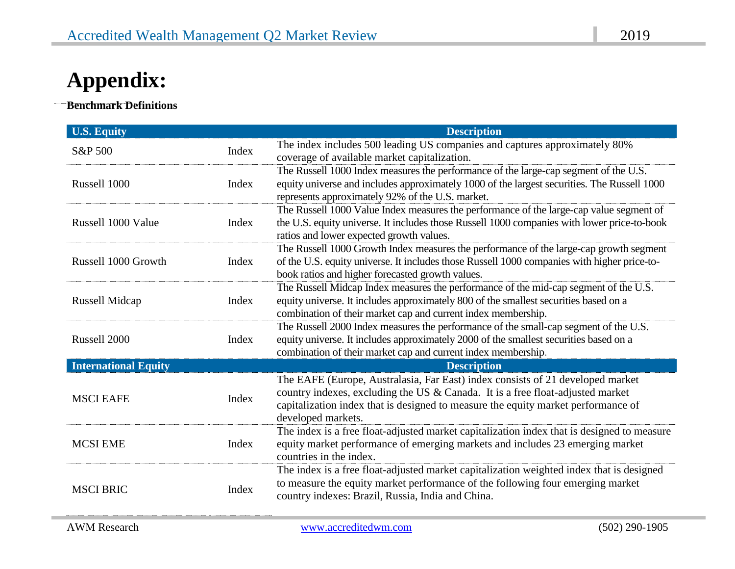# Appendix:

**Benchmark Definitions**

| U.S. Equity | | Description |
|---|---|---|
| S&P 500 | Index | The index includes 500 leading US companies and captures approximately 80% coverage of available market capitalization. |
| Russell 1000 | Index | The Russell 1000 Index measures the performance of the large-cap segment of the U.S. equity universe and includes approximately 1000 of the largest securities. The Russell 1000 represents approximately 92% of the U.S. market. |
| Russell 1000 Value | Index | The Russell 1000 Value Index measures the performance of the large-cap value segment of the U.S. equity universe. It includes those Russell 1000 companies with lower price-to-book ratios and lower expected growth values. |
| Russell 1000 Growth | Index | The Russell 1000 Growth Index measures the performance of the large-cap growth segment of the U.S. equity universe. It includes those Russell 1000 companies with higher price-to-book ratios and higher forecasted growth values. |
| Russell Midcap | Index | The Russell Midcap Index measures the performance of the mid-cap segment of the U.S. equity universe. It includes approximately 800 of the smallest securities based on a combination of their market cap and current index membership. |
| Russell 2000 | Index | The Russell 2000 Index measures the performance of the small-cap segment of the U.S. equity universe. It includes approximately 2000 of the smallest securities based on a combination of their market cap and current index membership. |
| **International Equity** | | **Description** |
| MSCI EAFE | Index | The EAFE (Europe, Australasia, Far East) index consists of 21 developed market country indexes, excluding the US & Canada. It is a free float-adjusted market capitalization index that is designed to measure the equity market performance of developed markets. |
| MCSI EME | Index | The index is a free float-adjusted market capitalization index that is designed to measure equity market performance of emerging markets and includes 23 emerging market countries in the index. |
| MSCI BRIC | Index | The index is a free float-adjusted market capitalization weighted index that is designed to measure the equity market performance of the following four emerging market country indexes: Brazil, Russia, India and China. |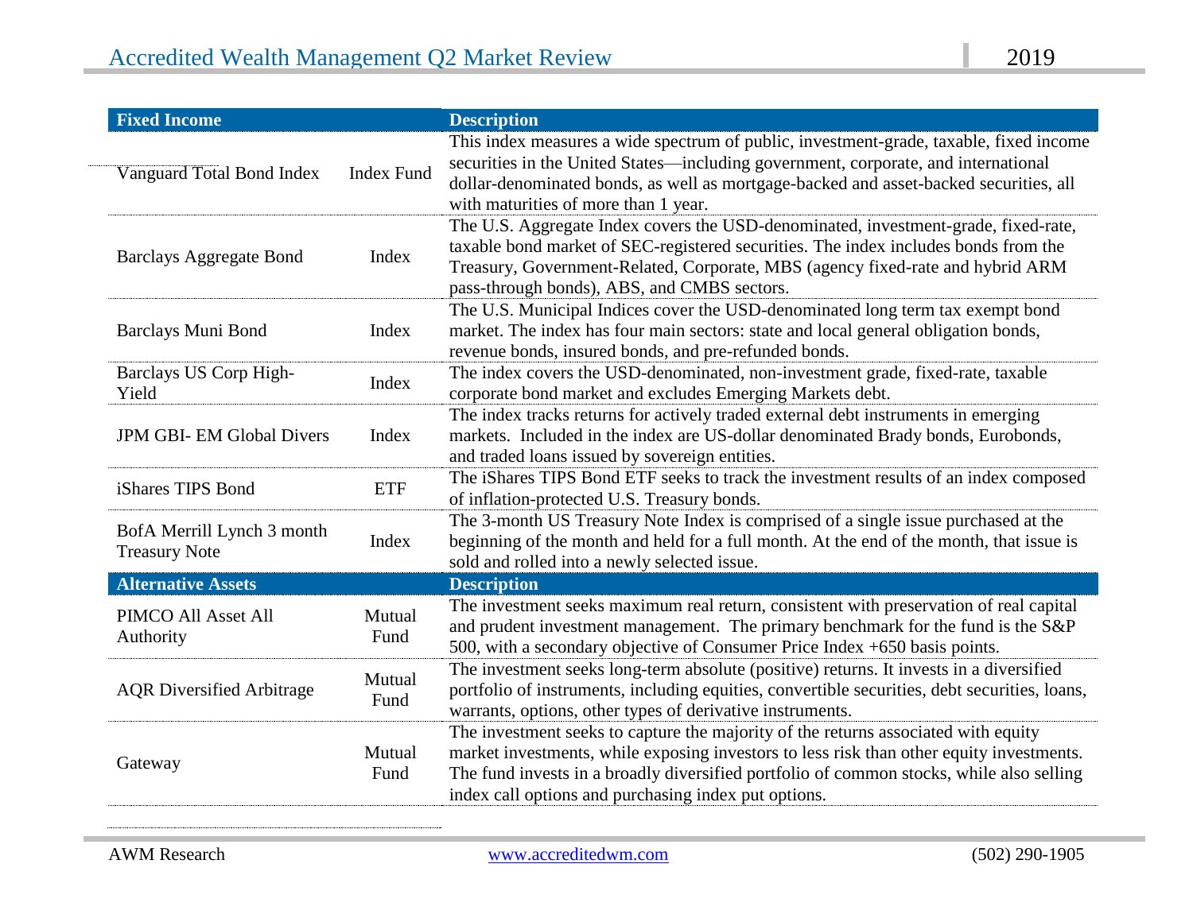| Fixed Income | | Description |
|---|---|---|
| Vanguard Total Bond Index | Index Fund | This index measures a wide spectrum of public, investment-grade, taxable, fixed income securities in the United States—including government, corporate, and international dollar-denominated bonds, as well as mortgage-backed and asset-backed securities, all with maturities of more than 1 year. |
| Barclays Aggregate Bond | Index | The U.S. Aggregate Index covers the USD-denominated, investment-grade, fixed-rate, taxable bond market of SEC-registered securities. The index includes bonds from the Treasury, Government-Related, Corporate, MBS (agency fixed-rate and hybrid ARM pass-through bonds), ABS, and CMBS sectors. |
| Barclays Muni Bond | Index | The U.S. Municipal Indices cover the USD-denominated long term tax exempt bond market. The index has four main sectors: state and local general obligation bonds, revenue bonds, insured bonds, and pre-refunded bonds. |
| Barclays US Corp High-Yield | Index | The index covers the USD-denominated, non-investment grade, fixed-rate, taxable corporate bond market and excludes Emerging Markets debt. |
| JPM GBI- EM Global Divers | Index | The index tracks returns for actively traded external debt instruments in emerging markets. Included in the index are US-dollar denominated Brady bonds, Eurobonds, and traded loans issued by sovereign entities. |
| iShares TIPS Bond | ETF | The iShares TIPS Bond ETF seeks to track the investment results of an index composed of inflation-protected U.S. Treasury bonds. |
| BofA Merrill Lynch 3 month Treasury Note | Index | The 3-month US Treasury Note Index is comprised of a single issue purchased at the beginning of the month and held for a full month. At the end of the month, that issue is sold and rolled into a newly selected issue. |
| **Alternative Assets** | | **Description** |
| PIMCO All Asset All Authority | Mutual Fund | The investment seeks maximum real return, consistent with preservation of real capital and prudent investment management. The primary benchmark for the fund is the S&P 500, with a secondary objective of Consumer Price Index +650 basis points. |
| AQR Diversified Arbitrage | Mutual Fund | The investment seeks long-term absolute (positive) returns. It invests in a diversified portfolio of instruments, including equities, convertible securities, debt securities, loans, warrants, options, other types of derivative instruments. |
| Gateway | Mutual Fund | The investment seeks to capture the majority of the returns associated with equity market investments, while exposing investors to less risk than other equity investments. The fund invests in a broadly diversified portfolio of common stocks, while also selling index call options and purchasing index put options. |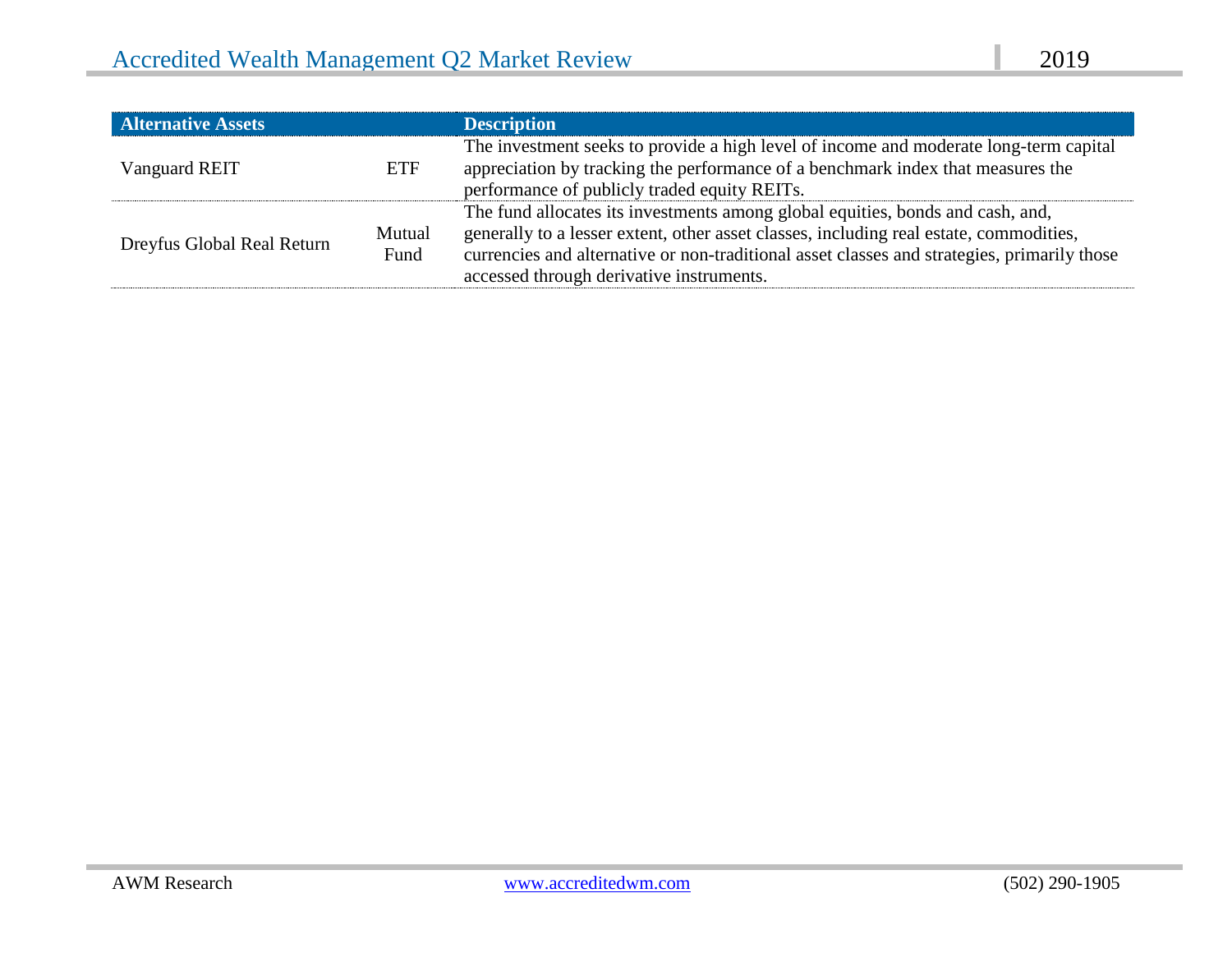| Alternative Assets | | Description |
|---|---|---|
| Vanguard REIT | ETF | The investment seeks to provide a high level of income and moderate long-term capital appreciation by tracking the performance of a benchmark index that measures the performance of publicly traded equity REITs. |
| Dreyfus Global Real Return | Mutual Fund | The fund allocates its investments among global equities, bonds and cash, and, generally to a lesser extent, other asset classes, including real estate, commodities, currencies and alternative or non-traditional asset classes and strategies, primarily those accessed through derivative instruments. |